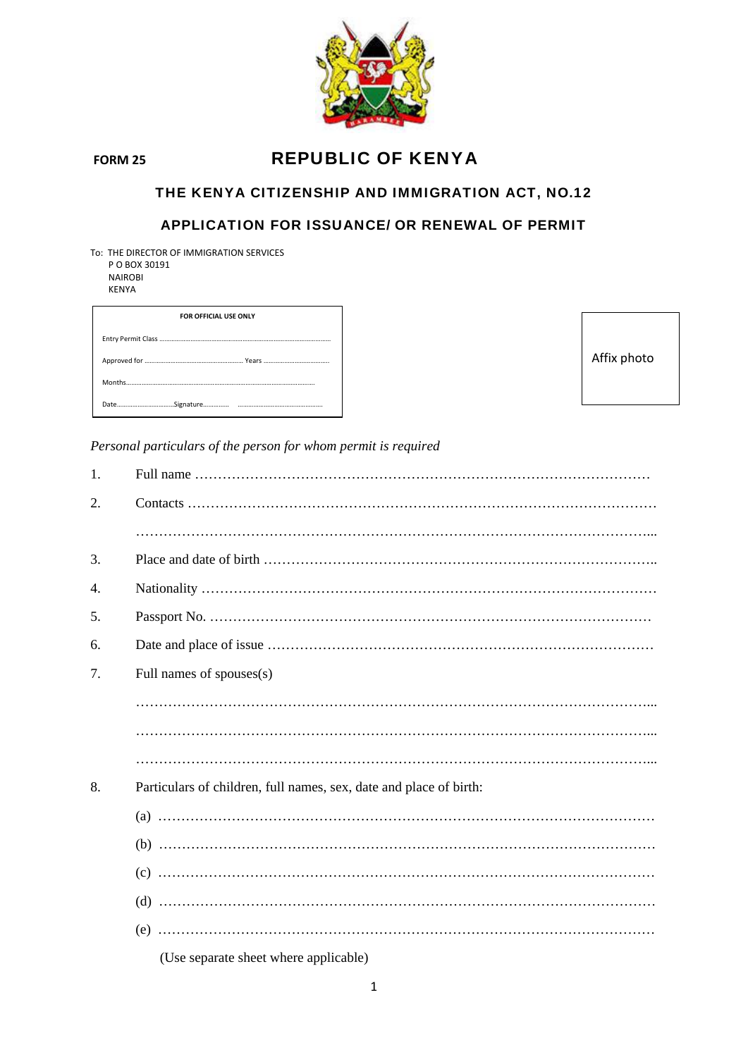**FORM 25**

# REPUBLIC OF KENYA

## THE KENYA CITIZENSHIP AND IMMIGRATION ACT, NO.12

## APPLICATION FOR ISSUANCE/ OR RENEWAL OF PERMIT

To: THE DIRECTOR OF IMMIGRATION SERVICES
P O BOX 30191
NAIROBI
KENYA

| FOR OFFICIAL USE ONLY |
|---|
| Entry Permit Class ………………………………………………… |
| Approved for ……………………………… Years ……………………… |
| Months……………………………………………………………… |
| Date……………………Signature…………… ……………………… |

Affix photo

*Personal particulars of the person for whom permit is required*

1. Full name ……………………………………………………………………………………
2. Contacts ……………………………………………………………………………………

   ………………………………………………………………………………………………...
3. Place and date of birth …………………………………………………………………………..
4. Nationality ……………………………………………………………………………………
5. Passport No. …………………………………………………………………………………
6. Date and place of issue ………………………………………………………………………
7. Full names of spouses(s)

   ………………………………………………………………………………………………...

   ………………………………………………………………………………………………...

   ………………………………………………………………………………………………...
8. Particulars of children, full names, sex, date and place of birth:

   (a) ……………………………………………………………………………………………

   (b) ……………………………………………………………………………………………

   (c) ……………………………………………………………………………………………

   (d) ……………………………………………………………………………………………

   (e) ……………………………………………………………………………………………

   (Use separate sheet where applicable)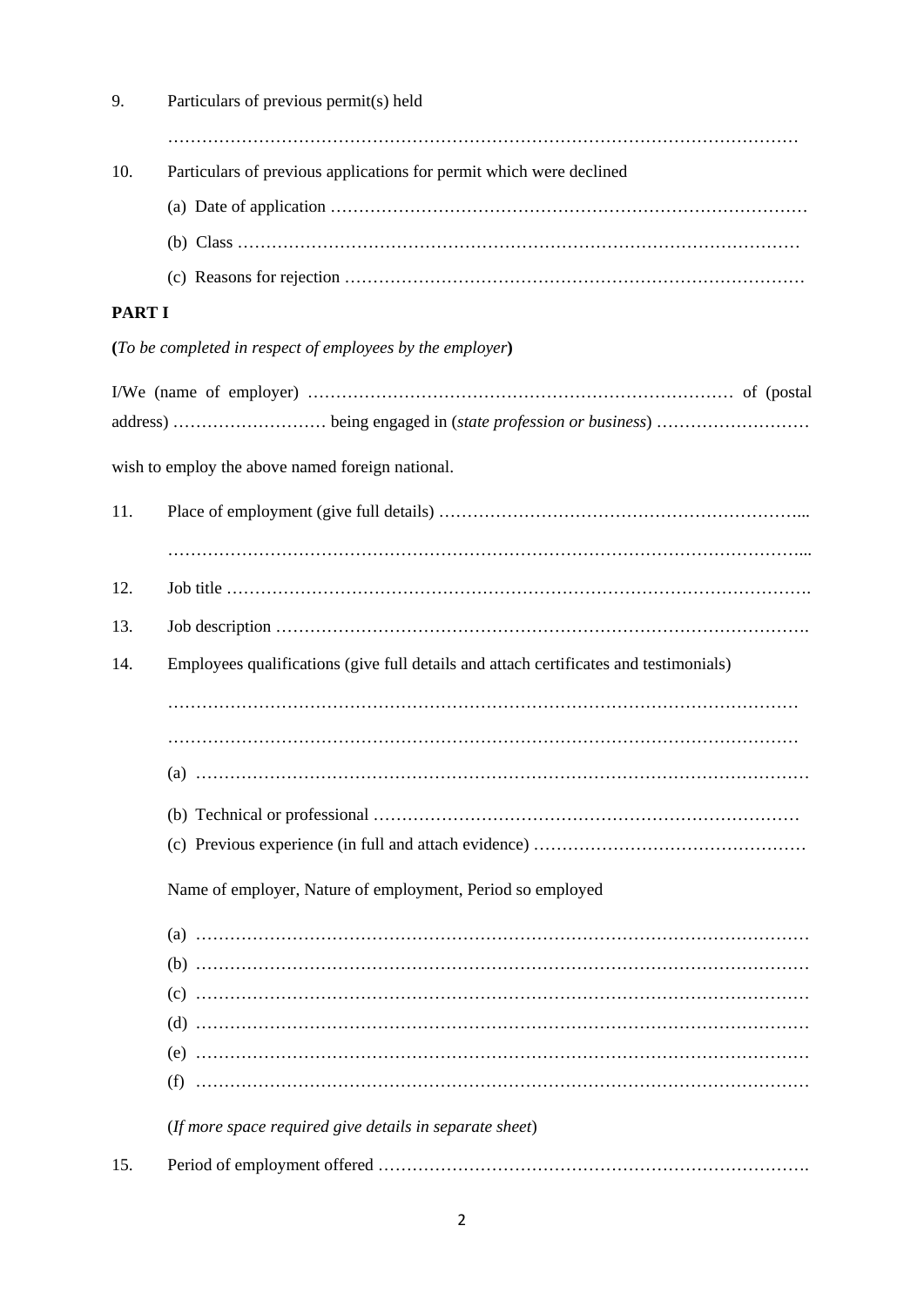9. Particulars of previous permit(s) held

   …………………………………………………………………………………………………

10. Particulars of previous applications for permit which were declined

    (a) Date of application …………………………………………………………………………

    (b) Class ………………………………………………………………………………………

    (c) Reasons for rejection ……………………………………………………………………

**PART I**

**(***To be completed in respect of employees by the employer***)**

I/We (name of employer) ………………………………………………………………… of (postal address) ……………………… being engaged in (*state profession or business*) ………………………

wish to employ the above named foreign national.

11. Place of employment (give full details) ………………………………………………………...

    ………………………………………………………………………………………………...

12. Job title ……………………………………………………………………………………….

13. Job description ……………………………………………………………………………….

14. Employees qualifications (give full details and attach certificates and testimonials)

    …………………………………………………………………………………………………

    …………………………………………………………………………………………………

    (a) ………………………………………………………………………………………………

    (b) Technical or professional …………………………………………………………………

    (c) Previous experience (in full and attach evidence) ………………………………………

    Name of employer, Nature of employment, Period so employed

    (a) ………………………………………………………………………………………………
    (b) ………………………………………………………………………………………………
    (c) ………………………………………………………………………………………………
    (d) ………………………………………………………………………………………………
    (e) ………………………………………………………………………………………………
    (f) ………………………………………………………………………………………………

    (*If more space required give details in separate sheet*)

15. Period of employment offered ………………………………………………………………….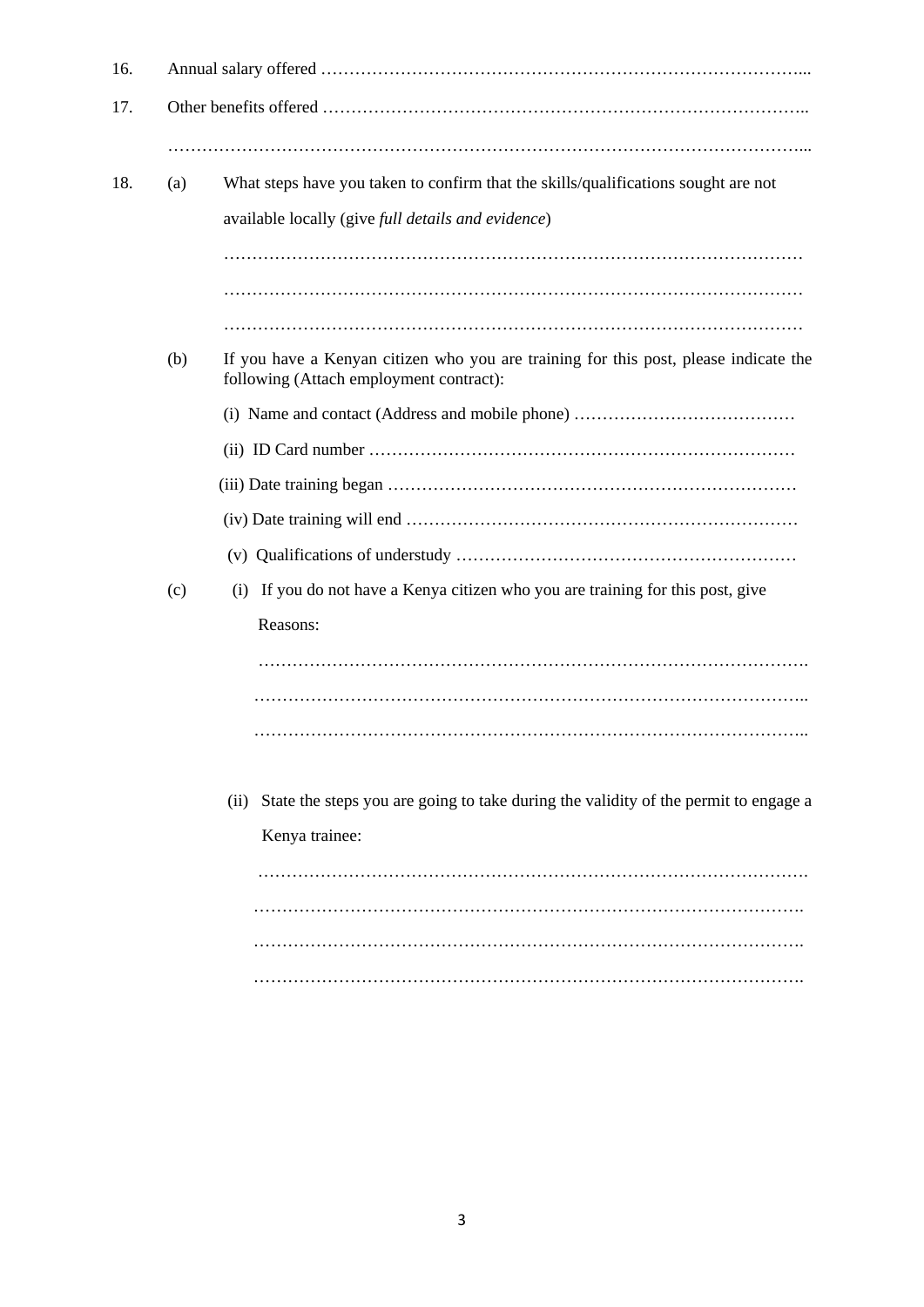16. Annual salary offered …………………………………………………………………………...

17. Other benefits offered …………………………………………………………………………..

…………………………………………………………………………………………………...

18. (a) What steps have you taken to confirm that the skills/qualifications sought are not available locally (give *full details and evidence*)

…………………………………………………………………………………………

…………………………………………………………………………………………

…………………………………………………………………………………………

(b) If you have a Kenyan citizen who you are training for this post, please indicate the following (Attach employment contract):

(i) Name and contact (Address and mobile phone) …………………………………

(ii) ID Card number …………………………………………………………………

(iii) Date training began ………………………………………………………………

(iv) Date training will end ……………………………………………………………

(v) Qualifications of understudy ……………………………………………………

(c) (i) If you do not have a Kenya citizen who you are training for this post, give Reasons:

…………………………………………………………………………………….

……………………………………………………………………………………..

……………………………………………………………………………………..

(ii) State the steps you are going to take during the validity of the permit to engage a Kenya trainee:

…………………………………………………………………………………….

…………………………………………………………………………………….

…………………………………………………………………………………….

…………………………………………………………………………………….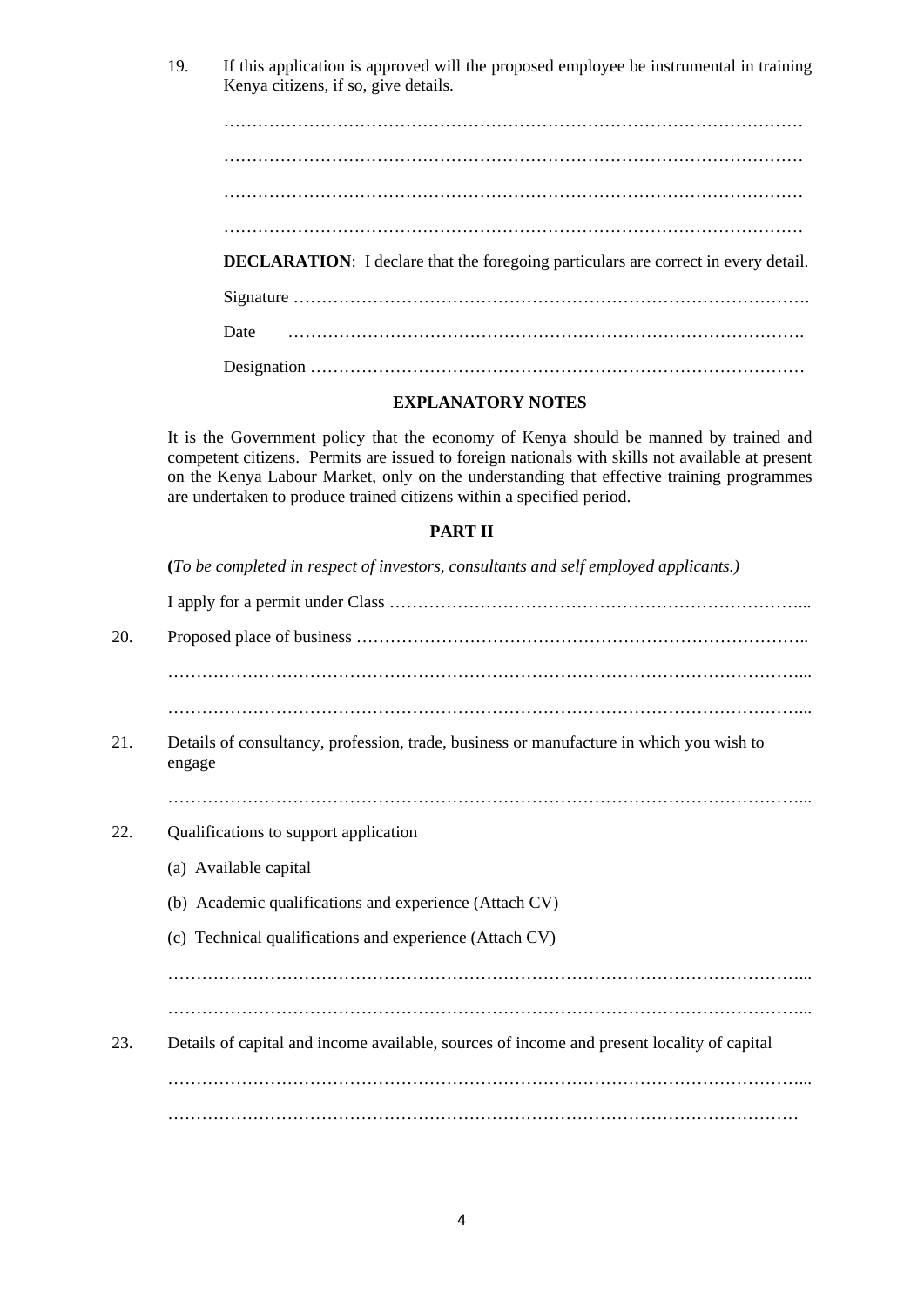19. If this application is approved will the proposed employee be instrumental in training Kenya citizens, if so, give details.

    …………………………………………………………………………………………

    …………………………………………………………………………………………

    …………………………………………………………………………………………

    …………………………………………………………………………………………

    **DECLARATION**: I declare that the foregoing particulars are correct in every detail.

    Signature ……………………………………………………………………………….

    Date ……………………………………………………………………………….

    Designation ……………………………………………………………………………

**EXPLANATORY NOTES**

It is the Government policy that the economy of Kenya should be manned by trained and competent citizens. Permits are issued to foreign nationals with skills not available at present on the Kenya Labour Market, only on the understanding that effective training programmes are undertaken to produce trained citizens within a specified period.

**PART II**

**(***To be completed in respect of investors, consultants and self employed applicants.)*

I apply for a permit under Class ………………………………………………………………...

20. Proposed place of business …………………………………………………………………….

    ……………………………………………………………………………………………….....

    ……………………………………………………………………………………………….....

21. Details of consultancy, profession, trade, business or manufacture in which you wish to engage

    ……………………………………………………………………………………………….....

22. Qualifications to support application

    (a) Available capital

    (b) Academic qualifications and experience (Attach CV)

    (c) Technical qualifications and experience (Attach CV)

    ……………………………………………………………………………………………….....

    ……………………………………………………………………………………………….....

23. Details of capital and income available, sources of income and present locality of capital

    ……………………………………………………………………………………………….....

    ……………………………………………………………………………………………….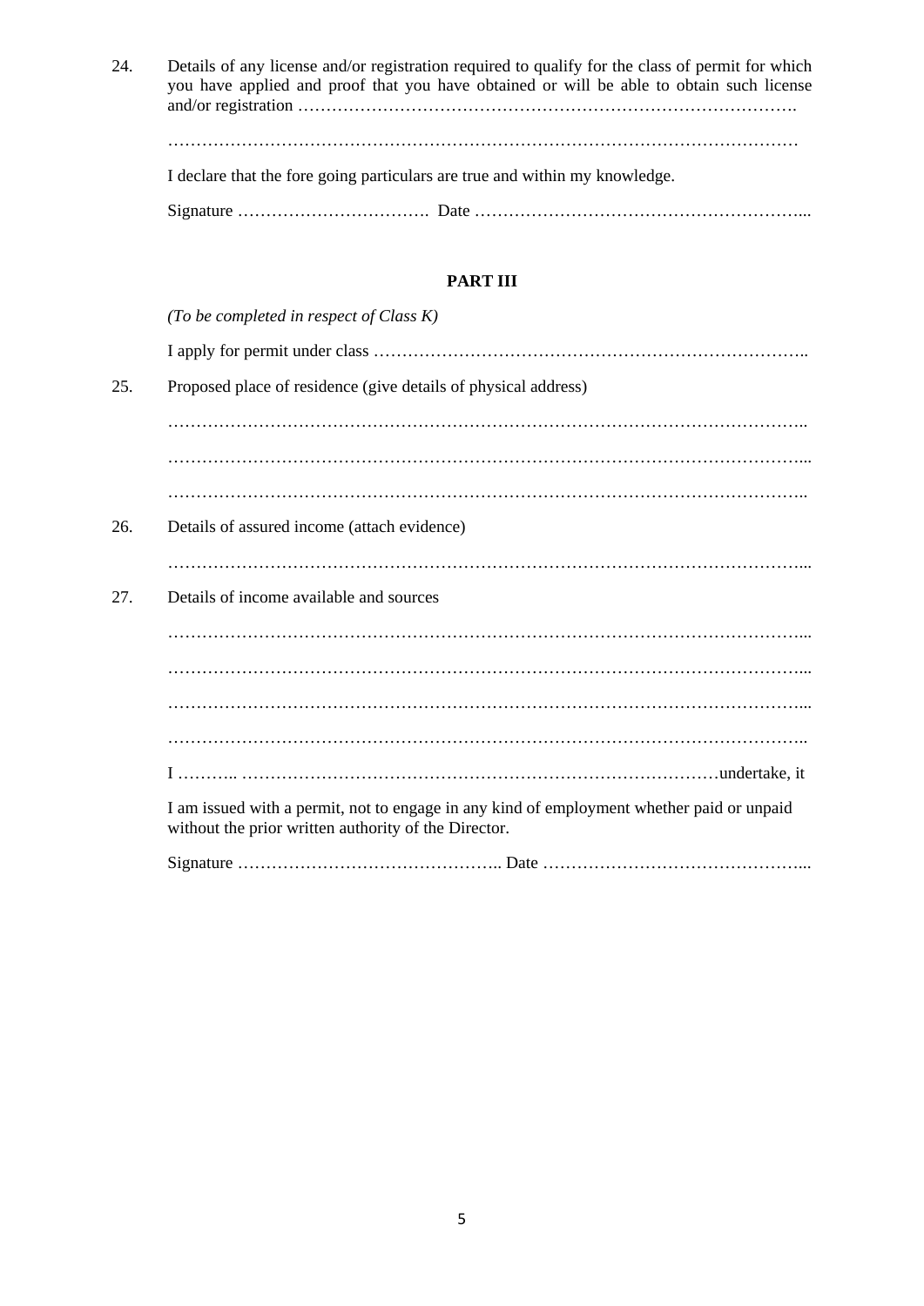24. Details of any license and/or registration required to qualify for the class of permit for which you have applied and proof that you have obtained or will be able to obtain such license and/or registration ……………………………………………………………………………….

    …………………………………………………………………………………………………

    I declare that the fore going particulars are true and within my knowledge.

    Signature ……………………………. Date …………………………………………………...

**PART III**

*(To be completed in respect of Class K)*

I apply for permit under class …………………………………………………………………..

25. Proposed place of residence (give details of physical address)

    ………………………………………………………………………………………………..

    ………………………………………………………………………………………………...

    ………………………………………………………………………………………………..

26. Details of assured income (attach evidence)

    ………………………………………………………………………………………………...

27. Details of income available and sources

    ………………………………………………………………………………………………...

    ………………………………………………………………………………………………...

    ………………………………………………………………………………………………...

    ………………………………………………………………………………………………..

    I ……….. ……………………………………………………………………………undertake, it

    I am issued with a permit, not to engage in any kind of employment whether paid or unpaid without the prior written authority of the Director.

    Signature ……………………………………….. Date ………………………………………...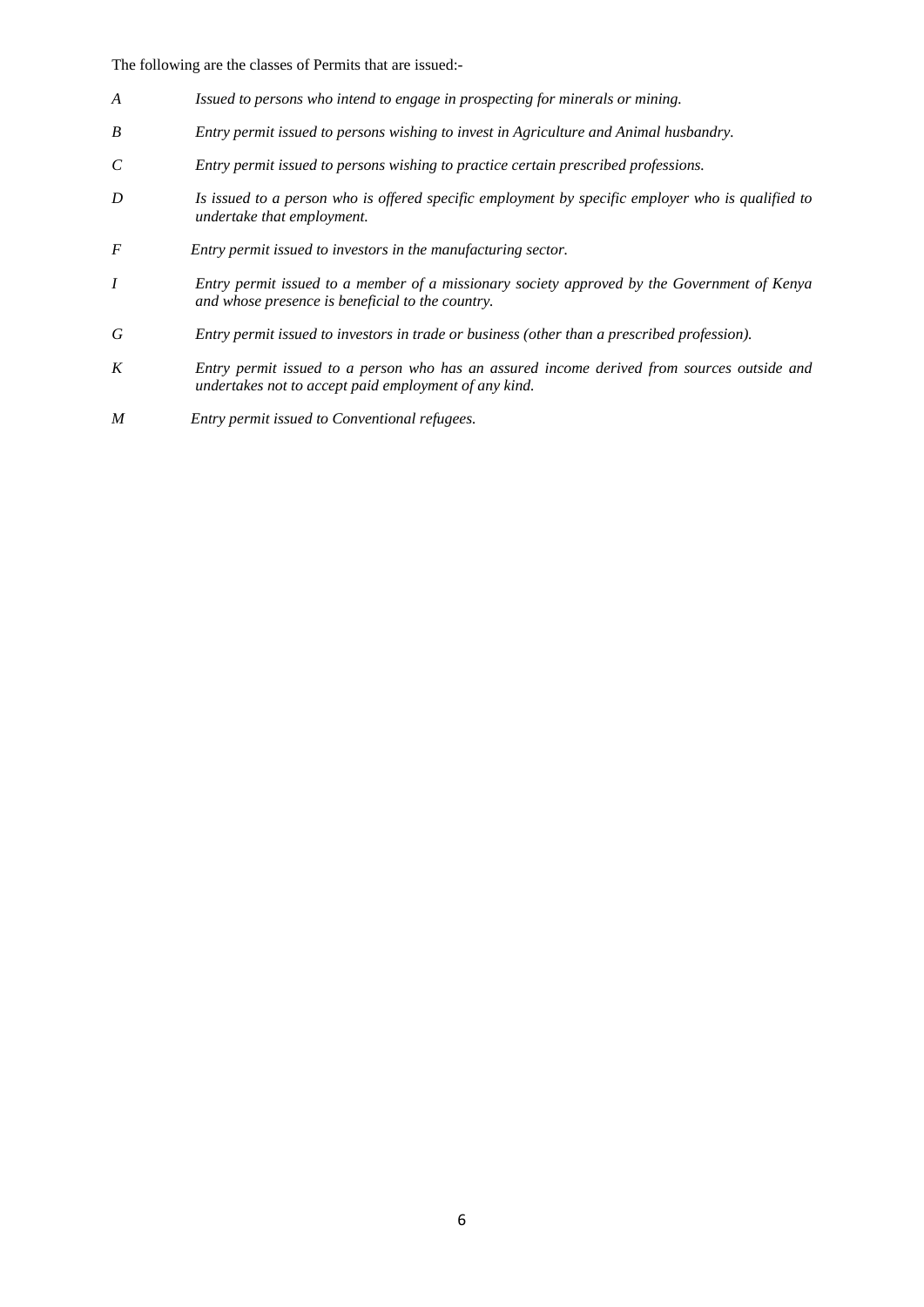The following are the classes of Permits that are issued:-

| | |
|---|---|
| *A* | *Issued to persons who intend to engage in prospecting for minerals or mining.* |
| *B* | *Entry permit issued to persons wishing to invest in Agriculture and Animal husbandry.* |
| *C* | *Entry permit issued to persons wishing to practice certain prescribed professions.* |
| *D* | *Is issued to a person who is offered specific employment by specific employer who is qualified to undertake that employment.* |
| *F* | *Entry permit issued to investors in the manufacturing sector.* |
| *I* | *Entry permit issued to a member of a missionary society approved by the Government of Kenya and whose presence is beneficial to the country.* |
| *G* | *Entry permit issued to investors in trade or business (other than a prescribed profession).* |
| *K* | *Entry permit issued to a person who has an assured income derived from sources outside and undertakes not to accept paid employment of any kind.* |
| *M* | *Entry permit issued to Conventional refugees.* |